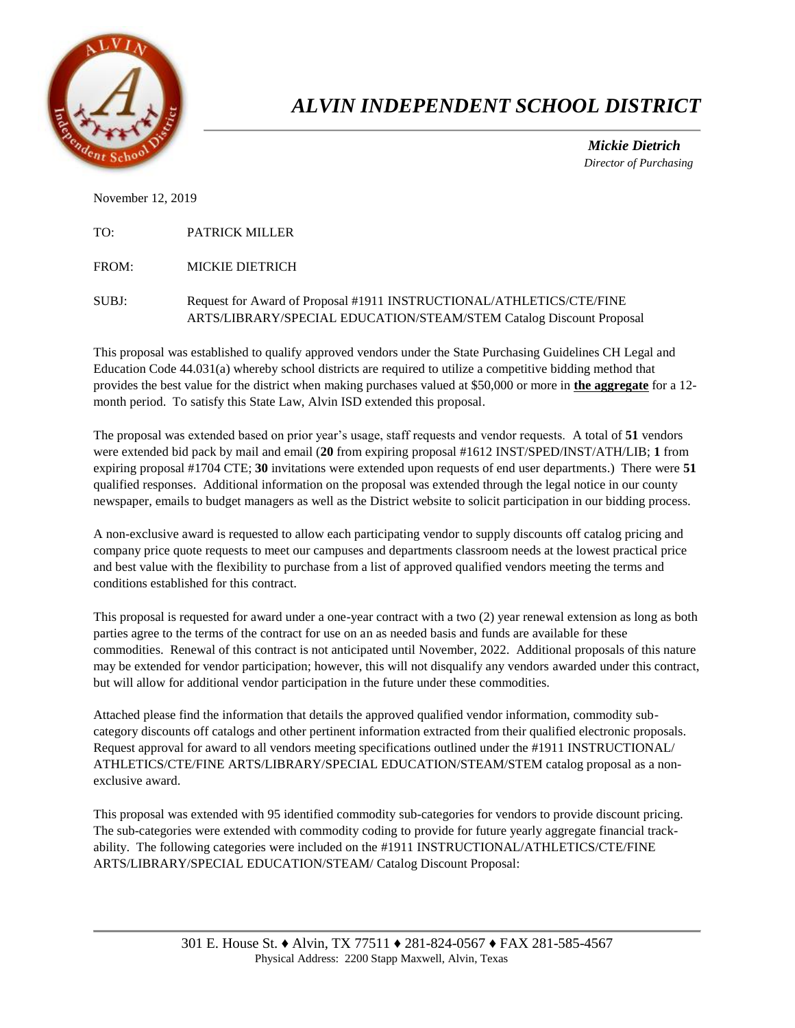# *ALVIN INDEPENDENT SCHOOL DISTRICT*

***Mickie Dietrich***
*Director of Purchasing*

November 12, 2019

TO: PATRICK MILLER

FROM: MICKIE DIETRICH

SUBJ: Request for Award of Proposal #1911 INSTRUCTIONAL/ATHLETICS/CTE/FINE ARTS/LIBRARY/SPECIAL EDUCATION/STEAM/STEM Catalog Discount Proposal

This proposal was established to qualify approved vendors under the State Purchasing Guidelines CH Legal and Education Code 44.031(a) whereby school districts are required to utilize a competitive bidding method that provides the best value for the district when making purchases valued at $50,000 or more in **the aggregate** for a 12-month period. To satisfy this State Law, Alvin ISD extended this proposal.

The proposal was extended based on prior year's usage, staff requests and vendor requests. A total of **51** vendors were extended bid pack by mail and email (**20** from expiring proposal #1612 INST/SPED/INST/ATH/LIB; **1** from expiring proposal #1704 CTE; **30** invitations were extended upon requests of end user departments.) There were **51** qualified responses. Additional information on the proposal was extended through the legal notice in our county newspaper, emails to budget managers as well as the District website to solicit participation in our bidding process.

A non-exclusive award is requested to allow each participating vendor to supply discounts off catalog pricing and company price quote requests to meet our campuses and departments classroom needs at the lowest practical price and best value with the flexibility to purchase from a list of approved qualified vendors meeting the terms and conditions established for this contract.

This proposal is requested for award under a one-year contract with a two (2) year renewal extension as long as both parties agree to the terms of the contract for use on an as needed basis and funds are available for these commodities. Renewal of this contract is not anticipated until November, 2022. Additional proposals of this nature may be extended for vendor participation; however, this will not disqualify any vendors awarded under this contract, but will allow for additional vendor participation in the future under these commodities.

Attached please find the information that details the approved qualified vendor information, commodity sub-category discounts off catalogs and other pertinent information extracted from their qualified electronic proposals. Request approval for award to all vendors meeting specifications outlined under the #1911 INSTRUCTIONAL/ ATHLETICS/CTE/FINE ARTS/LIBRARY/SPECIAL EDUCATION/STEAM/STEM catalog proposal as a non-exclusive award.

This proposal was extended with 95 identified commodity sub-categories for vendors to provide discount pricing. The sub-categories were extended with commodity coding to provide for future yearly aggregate financial track-ability. The following categories were included on the #1911 INSTRUCTIONAL/ATHLETICS/CTE/FINE ARTS/LIBRARY/SPECIAL EDUCATION/STEAM/ Catalog Discount Proposal:

301 E. House St. ♦ Alvin, TX 77511 ♦ 281-824-0567 ♦ FAX 281-585-4567
Physical Address: 2200 Stapp Maxwell, Alvin, Texas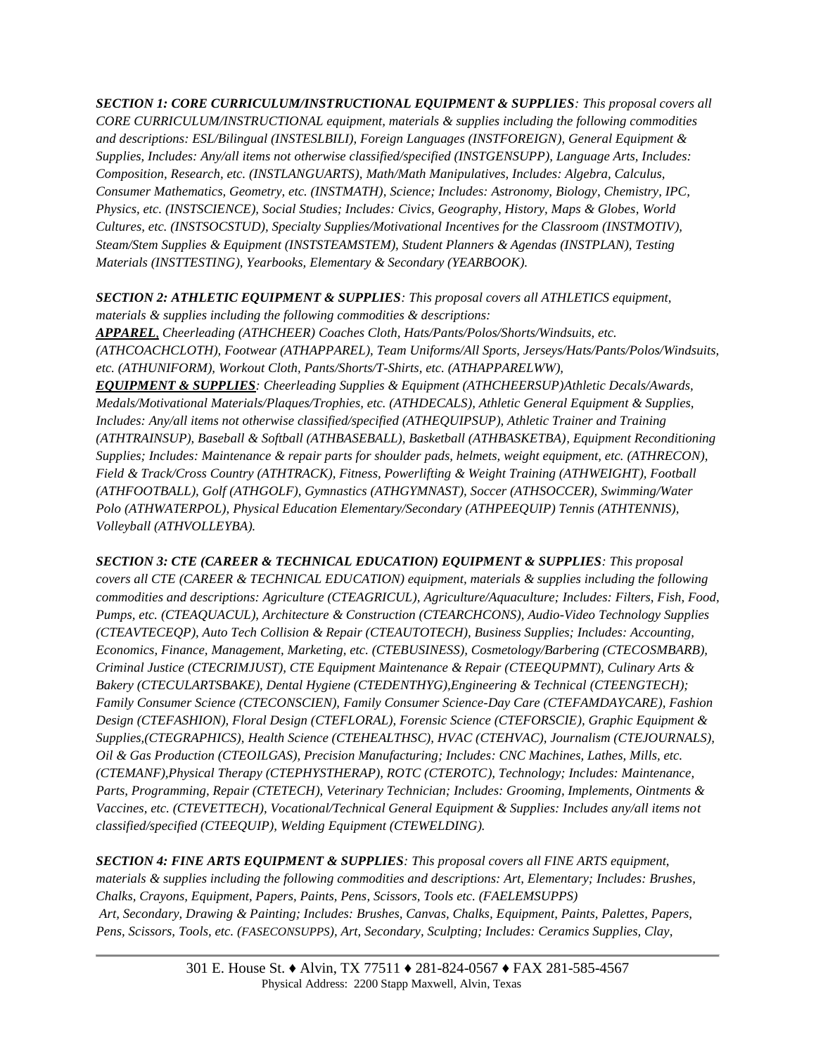***SECTION 1: CORE CURRICULUM/INSTRUCTIONAL EQUIPMENT & SUPPLIES**: This proposal covers all CORE CURRICULUM/INSTRUCTIONAL equipment, materials & supplies including the following commodities and descriptions: ESL/Bilingual (INSTESLBILI), Foreign Languages (INSTFOREIGN), General Equipment & Supplies, Includes: Any/all items not otherwise classified/specified (INSTGENSUPP), Language Arts, Includes: Composition, Research, etc. (INSTLANGUARTS), Math/Math Manipulatives, Includes: Algebra, Calculus, Consumer Mathematics, Geometry, etc. (INSTMATH), Science; Includes: Astronomy, Biology, Chemistry, IPC, Physics, etc. (INSTSCIENCE), Social Studies; Includes: Civics, Geography, History, Maps & Globes, World Cultures, etc. (INSTSOCSTUD), Specialty Supplies/Motivational Incentives for the Classroom (INSTMOTIV), Steam/Stem Supplies & Equipment (INSTSTEAMSTEM), Student Planners & Agendas (INSTPLAN), Testing Materials (INSTTESTING), Yearbooks, Elementary & Secondary (YEARBOOK).*

***SECTION 2: ATHLETIC EQUIPMENT & SUPPLIES**: This proposal covers all ATHLETICS equipment, materials & supplies including the following commodities & descriptions:*
***APPAREL**, Cheerleading (ATHCHEER) Coaches Cloth, Hats/Pants/Polos/Shorts/Windsuits, etc. (ATHCOACHCLOTH), Footwear (ATHAPPAREL), Team Uniforms/All Sports, Jerseys/Hats/Pants/Polos/Windsuits, etc. (ATHUNIFORM), Workout Cloth, Pants/Shorts/T-Shirts, etc. (ATHAPPARELWW),*
***EQUIPMENT & SUPPLIES**: Cheerleading Supplies & Equipment (ATHCHEERSUP)Athletic Decals/Awards, Medals/Motivational Materials/Plaques/Trophies, etc. (ATHDECALS), Athletic General Equipment & Supplies, Includes: Any/all items not otherwise classified/specified (ATHEQUIPSUP), Athletic Trainer and Training (ATHTRAINSUP), Baseball & Softball (ATHBASEBALL), Basketball (ATHBASKETBA), Equipment Reconditioning Supplies; Includes: Maintenance & repair parts for shoulder pads, helmets, weight equipment, etc. (ATHRECON), Field & Track/Cross Country (ATHTRACK), Fitness, Powerlifting & Weight Training (ATHWEIGHT), Football (ATHFOOTBALL), Golf (ATHGOLF), Gymnastics (ATHGYMNAST), Soccer (ATHSOCCER), Swimming/Water Polo (ATHWATERPOL), Physical Education Elementary/Secondary (ATHPEEQUIP) Tennis (ATHTENNIS), Volleyball (ATHVOLLEYBA).*

***SECTION 3: CTE (CAREER & TECHNICAL EDUCATION) EQUIPMENT & SUPPLIES**: This proposal covers all CTE (CAREER & TECHNICAL EDUCATION) equipment, materials & supplies including the following commodities and descriptions: Agriculture (CTEAGRICUL), Agriculture/Aquaculture; Includes: Filters, Fish, Food, Pumps, etc. (CTEAQUACUL), Architecture & Construction (CTEARCHCONS), Audio-Video Technology Supplies (CTEAVTECEQP), Auto Tech Collision & Repair (CTEAUTOTECH), Business Supplies; Includes: Accounting, Economics, Finance, Management, Marketing, etc. (CTEBUSINESS), Cosmetology/Barbering (CTECOSMBARB), Criminal Justice (CTECRIMJUST), CTE Equipment Maintenance & Repair (CTEEQUPMNT), Culinary Arts & Bakery (CTECULARTSBAKE), Dental Hygiene (CTEDENTHYG),Engineering & Technical (CTEENGTECH); Family Consumer Science (CTECONSCIEN), Family Consumer Science-Day Care (CTEFAMDAYCARE), Fashion Design (CTEFASHION), Floral Design (CTEFLORAL), Forensic Science (CTEFORSCIE), Graphic Equipment & Supplies,(CTEGRAPHICS), Health Science (CTEHEALTHSC), HVAC (CTEHVAC), Journalism (CTEJOURNALS), Oil & Gas Production (CTEOILGAS), Precision Manufacturing; Includes: CNC Machines, Lathes, Mills, etc. (CTEMANF),Physical Therapy (CTEPHYSTHERAP), ROTC (CTEROTC), Technology; Includes: Maintenance, Parts, Programming, Repair (CTETECH), Veterinary Technician; Includes: Grooming, Implements, Ointments & Vaccines, etc. (CTEVETTECH), Vocational/Technical General Equipment & Supplies: Includes any/all items not classified/specified (CTEEQUIP), Welding Equipment (CTEWELDING).*

***SECTION 4: FINE ARTS EQUIPMENT & SUPPLIES**: This proposal covers all FINE ARTS equipment, materials & supplies including the following commodities and descriptions: Art, Elementary; Includes: Brushes, Chalks, Crayons, Equipment, Papers, Paints, Pens, Scissors, Tools etc. (FAELEMSUPPS) Art, Secondary, Drawing & Painting; Includes: Brushes, Canvas, Chalks, Equipment, Paints, Palettes, Papers, Pens, Scissors, Tools, etc. (FASECONSUPPS), Art, Secondary, Sculpting; Includes: Ceramics Supplies, Clay,*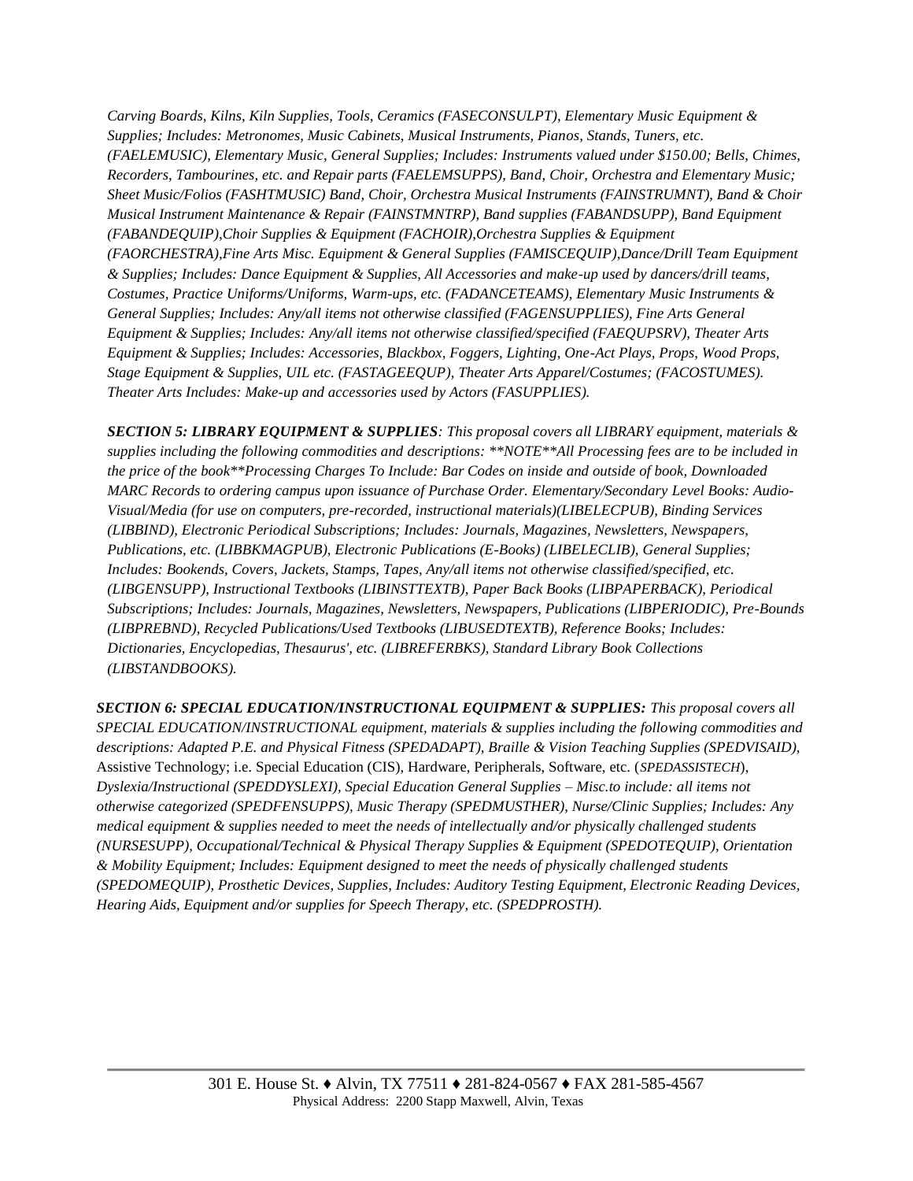*Carving Boards, Kilns, Kiln Supplies, Tools, Ceramics (FASECONSULPT), Elementary Music Equipment & Supplies; Includes: Metronomes, Music Cabinets, Musical Instruments, Pianos, Stands, Tuners, etc. (FAELEMUSIC), Elementary Music, General Supplies; Includes: Instruments valued under $150.00; Bells, Chimes, Recorders, Tambourines, etc. and Repair parts (FAELEMSUPPS), Band, Choir, Orchestra and Elementary Music; Sheet Music/Folios (FASHTMUSIC) Band, Choir, Orchestra Musical Instruments (FAINSTRUMNT), Band & Choir Musical Instrument Maintenance & Repair (FAINSTMNTRP), Band supplies (FABANDSUPP), Band Equipment (FABANDEQUIP),Choir Supplies & Equipment (FACHOIR),Orchestra Supplies & Equipment (FAORCHESTRA),Fine Arts Misc. Equipment & General Supplies (FAMISCEQUIP),Dance/Drill Team Equipment & Supplies; Includes: Dance Equipment & Supplies, All Accessories and make-up used by dancers/drill teams, Costumes, Practice Uniforms/Uniforms, Warm-ups, etc. (FADANCETEAMS), Elementary Music Instruments & General Supplies; Includes: Any/all items not otherwise classified (FAGENSUPPLIES), Fine Arts General Equipment & Supplies; Includes: Any/all items not otherwise classified/specified (FAEQUPSRV), Theater Arts Equipment & Supplies; Includes: Accessories, Blackbox, Foggers, Lighting, One-Act Plays, Props, Wood Props, Stage Equipment & Supplies, UIL etc. (FASTAGEEQUP), Theater Arts Apparel/Costumes; (FACOSTUMES). Theater Arts Includes: Make-up and accessories used by Actors (FASUPPLIES).*

***SECTION 5: LIBRARY EQUIPMENT & SUPPLIES**: This proposal covers all LIBRARY equipment, materials & supplies including the following commodities and descriptions: **NOTE**All Processing fees are to be included in the price of the book**Processing Charges To Include: Bar Codes on inside and outside of book, Downloaded MARC Records to ordering campus upon issuance of Purchase Order. Elementary/Secondary Level Books: Audio-Visual/Media (for use on computers, pre-recorded, instructional materials)(LIBELECPUB), Binding Services (LIBBIND), Electronic Periodical Subscriptions; Includes: Journals, Magazines, Newsletters, Newspapers, Publications, etc. (LIBBKMAGPUB), Electronic Publications (E-Books) (LIBELECLIB), General Supplies; Includes: Bookends, Covers, Jackets, Stamps, Tapes, Any/all items not otherwise classified/specified, etc. (LIBGENSUPP), Instructional Textbooks (LIBINSTTEXTB), Paper Back Books (LIBPAPERBACK), Periodical Subscriptions; Includes: Journals, Magazines, Newsletters, Newspapers, Publications (LIBPERIODIC), Pre-Bounds (LIBPREBND), Recycled Publications/Used Textbooks (LIBUSEDTEXTB), Reference Books; Includes: Dictionaries, Encyclopedias, Thesaurus', etc. (LIBREFERBKS), Standard Library Book Collections (LIBSTANDBOOKS).*

***SECTION 6: SPECIAL EDUCATION/INSTRUCTIONAL EQUIPMENT & SUPPLIES:** This proposal covers all SPECIAL EDUCATION/INSTRUCTIONAL equipment, materials & supplies including the following commodities and descriptions: Adapted P.E. and Physical Fitness (SPEDADAPT), Braille & Vision Teaching Supplies (SPEDVISAID),* Assistive Technology; i.e. Special Education (CIS), Hardware, Peripherals, Software, etc. (*SPEDASSISTECH*), *Dyslexia/Instructional (SPEDDYSLEXI), Special Education General Supplies – Misc.to include: all items not otherwise categorized (SPEDFENSUPPS), Music Therapy (SPEDMUSTHER), Nurse/Clinic Supplies; Includes: Any medical equipment & supplies needed to meet the needs of intellectually and/or physically challenged students (NURSESUPP), Occupational/Technical & Physical Therapy Supplies & Equipment (SPEDOTEQUIP), Orientation & Mobility Equipment; Includes: Equipment designed to meet the needs of physically challenged students (SPEDOMEQUIP), Prosthetic Devices, Supplies, Includes: Auditory Testing Equipment, Electronic Reading Devices, Hearing Aids, Equipment and/or supplies for Speech Therapy, etc. (SPEDPROSTH).*

301 E. House St. ♦ Alvin, TX 77511 ♦ 281-824-0567 ♦ FAX 281-585-4567
Physical Address: 2200 Stapp Maxwell, Alvin, Texas